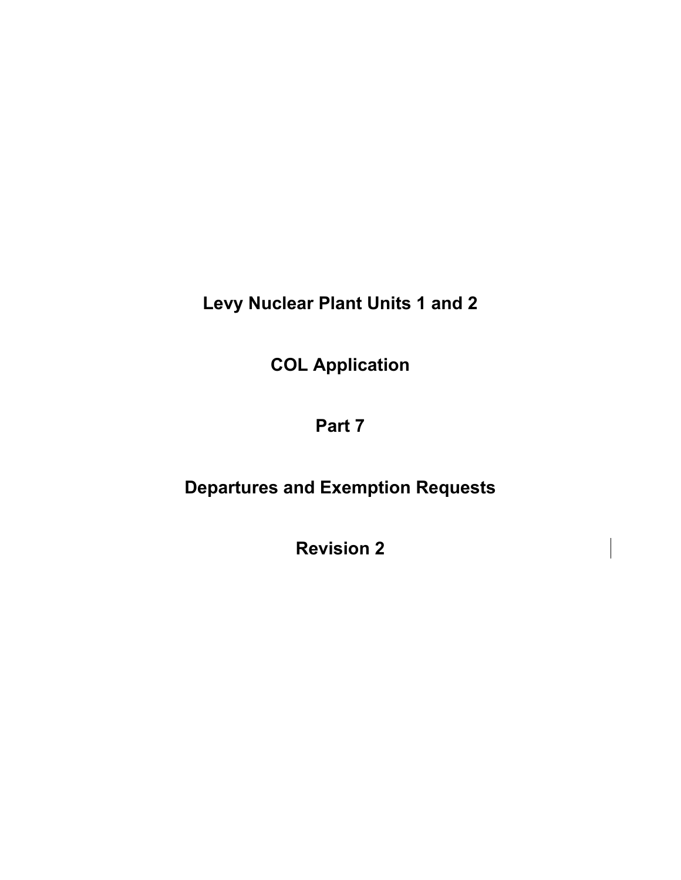# Levy Nuclear Plant Units 1 and 2

# COL Application

# Part 7

# Departures and Exemption Requests

# Revision 2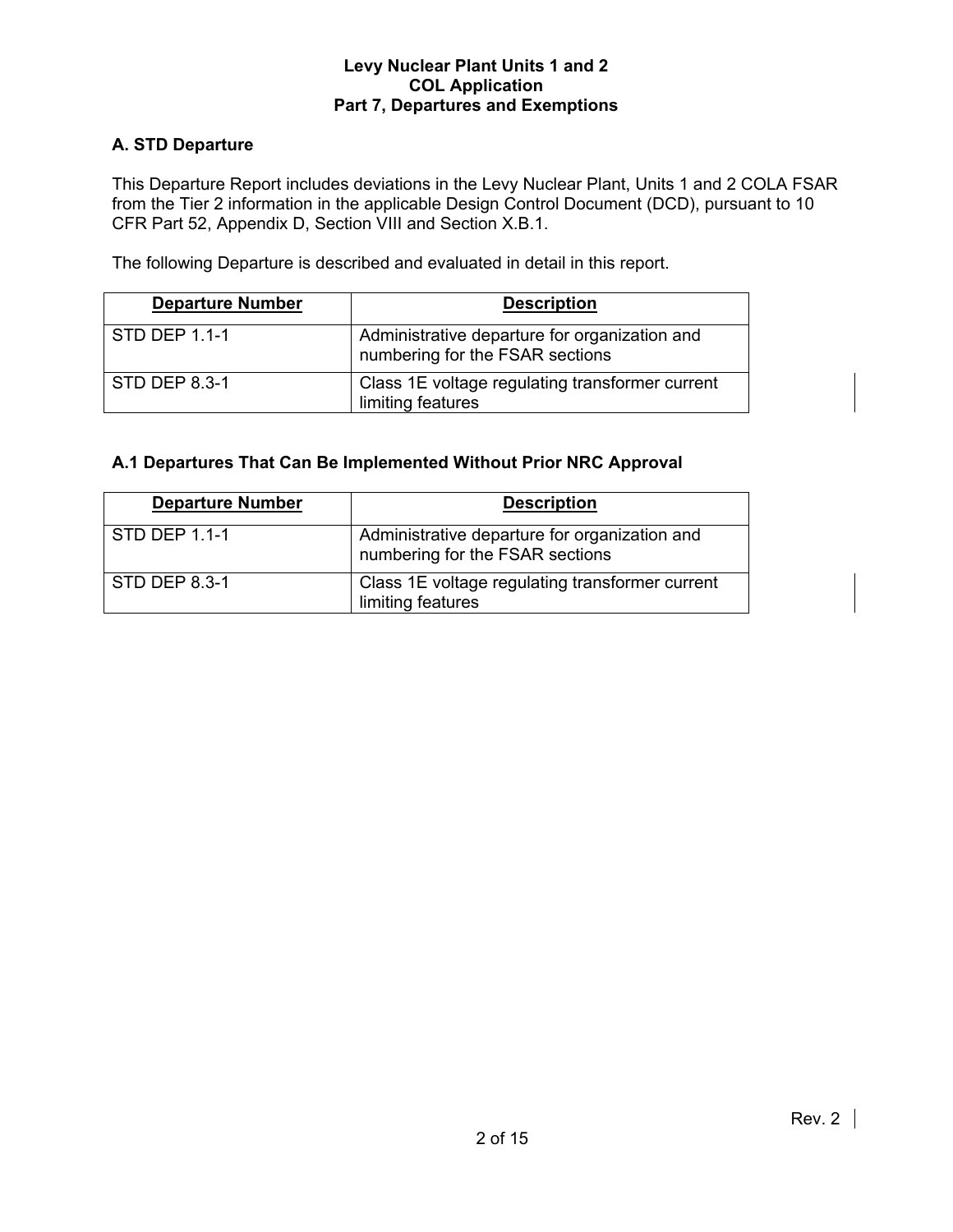## A. STD Departure

This Departure Report includes deviations in the Levy Nuclear Plant, Units 1 and 2 COLA FSAR from the Tier 2 information in the applicable Design Control Document (DCD), pursuant to 10 CFR Part 52, Appendix D, Section VIII and Section X.B.1.

The following Departure is described and evaluated in detail in this report.

| Departure Number | Description |
|---|---|
| STD DEP 1.1-1 | Administrative departure for organization and numbering for the FSAR sections |
| STD DEP 8.3-1 | Class 1E voltage regulating transformer current limiting features |

## A.1 Departures That Can Be Implemented Without Prior NRC Approval

| Departure Number | Description |
|---|---|
| STD DEP 1.1-1 | Administrative departure for organization and numbering for the FSAR sections |
| STD DEP 8.3-1 | Class 1E voltage regulating transformer current limiting features |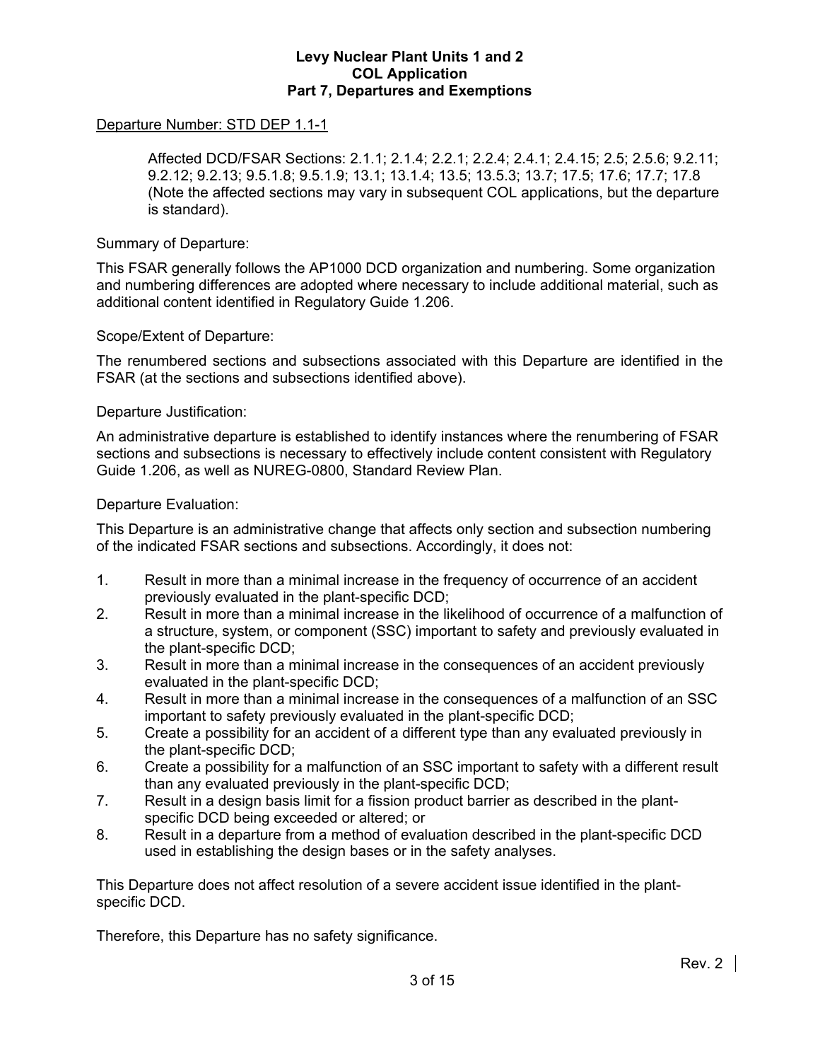Departure Number: STD DEP 1.1-1

Affected DCD/FSAR Sections: 2.1.1; 2.1.4; 2.2.1; 2.2.4; 2.4.1; 2.4.15; 2.5; 2.5.6; 9.2.11; 9.2.12; 9.2.13; 9.5.1.8; 9.5.1.9; 13.1; 13.1.4; 13.5; 13.5.3; 13.7; 17.5; 17.6; 17.7; 17.8 (Note the affected sections may vary in subsequent COL applications, but the departure is standard).

Summary of Departure:

This FSAR generally follows the AP1000 DCD organization and numbering. Some organization and numbering differences are adopted where necessary to include additional material, such as additional content identified in Regulatory Guide 1.206.

Scope/Extent of Departure:

The renumbered sections and subsections associated with this Departure are identified in the FSAR (at the sections and subsections identified above).

Departure Justification:

An administrative departure is established to identify instances where the renumbering of FSAR sections and subsections is necessary to effectively include content consistent with Regulatory Guide 1.206, as well as NUREG-0800, Standard Review Plan.

Departure Evaluation:

This Departure is an administrative change that affects only section and subsection numbering of the indicated FSAR sections and subsections. Accordingly, it does not:

1. Result in more than a minimal increase in the frequency of occurrence of an accident previously evaluated in the plant-specific DCD;
2. Result in more than a minimal increase in the likelihood of occurrence of a malfunction of a structure, system, or component (SSC) important to safety and previously evaluated in the plant-specific DCD;
3. Result in more than a minimal increase in the consequences of an accident previously evaluated in the plant-specific DCD;
4. Result in more than a minimal increase in the consequences of a malfunction of an SSC important to safety previously evaluated in the plant-specific DCD;
5. Create a possibility for an accident of a different type than any evaluated previously in the plant-specific DCD;
6. Create a possibility for a malfunction of an SSC important to safety with a different result than any evaluated previously in the plant-specific DCD;
7. Result in a design basis limit for a fission product barrier as described in the plant-specific DCD being exceeded or altered; or
8. Result in a departure from a method of evaluation described in the plant-specific DCD used in establishing the design bases or in the safety analyses.

This Departure does not affect resolution of a severe accident issue identified in the plant-specific DCD.

Therefore, this Departure has no safety significance.

Rev. 2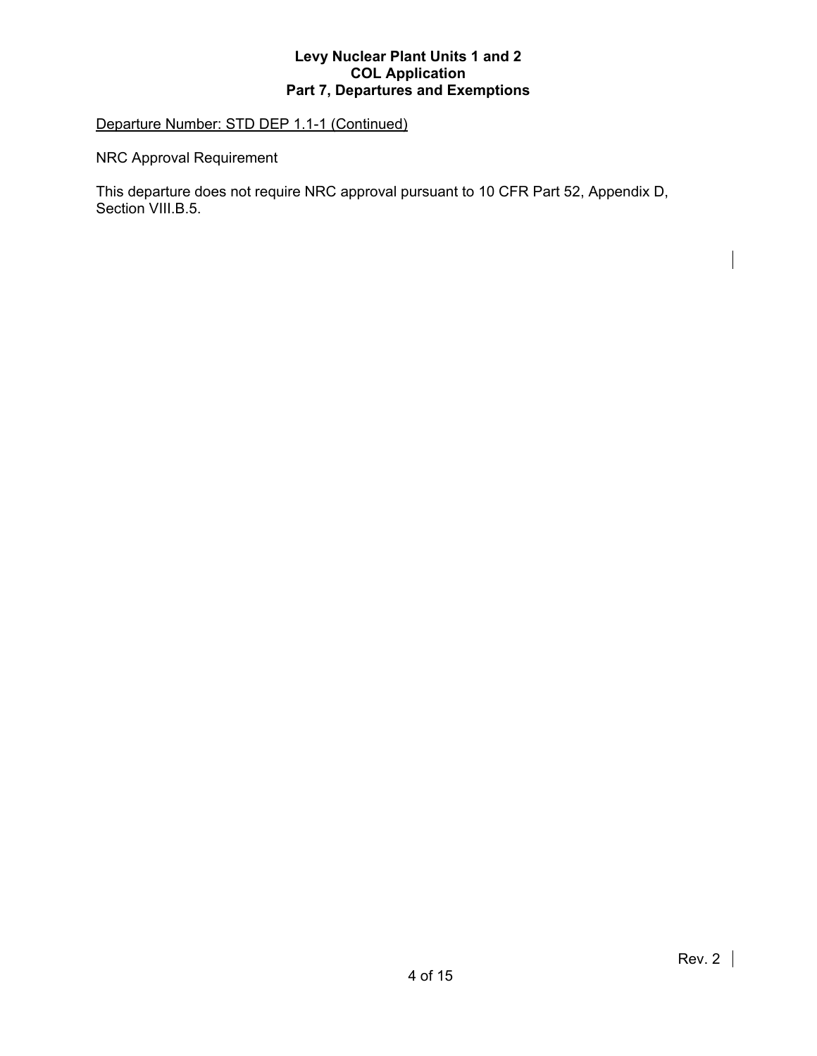Departure Number: STD DEP 1.1-1 (Continued)

NRC Approval Requirement

This departure does not require NRC approval pursuant to 10 CFR Part 52, Appendix D, Section VIII.B.5.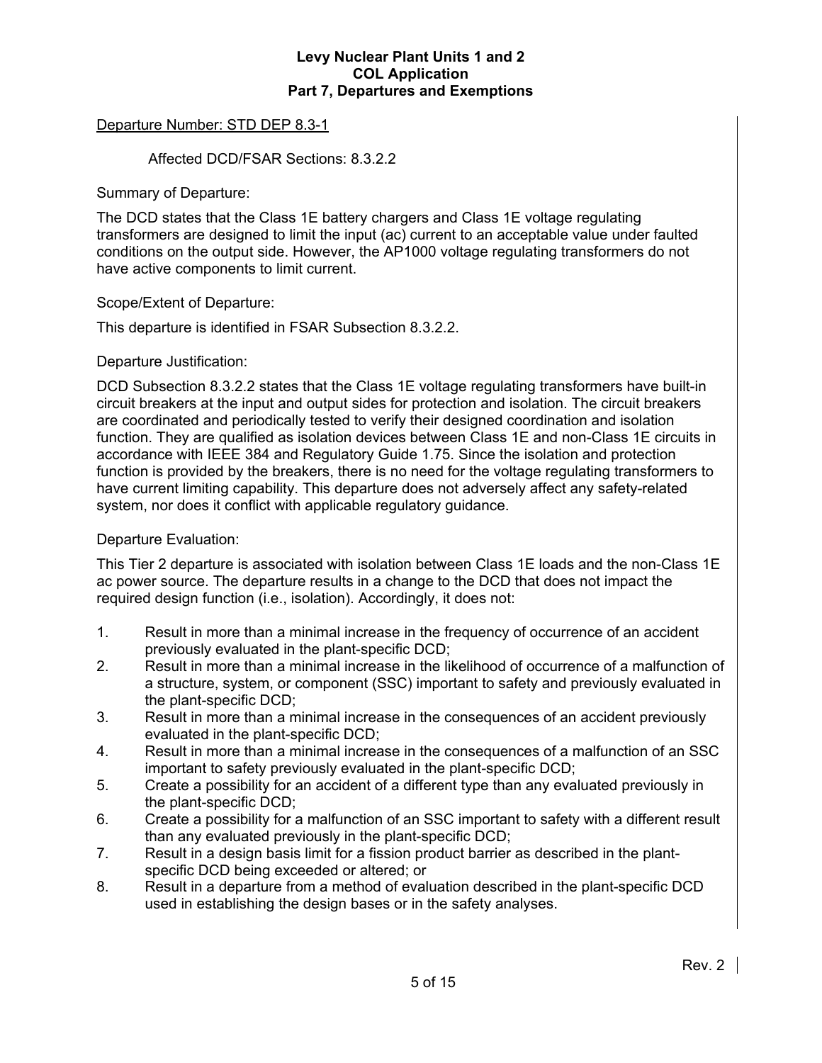Departure Number: STD DEP 8.3-1

Affected DCD/FSAR Sections: 8.3.2.2

Summary of Departure:

The DCD states that the Class 1E battery chargers and Class 1E voltage regulating transformers are designed to limit the input (ac) current to an acceptable value under faulted conditions on the output side. However, the AP1000 voltage regulating transformers do not have active components to limit current.

Scope/Extent of Departure:

This departure is identified in FSAR Subsection 8.3.2.2.

Departure Justification:

DCD Subsection 8.3.2.2 states that the Class 1E voltage regulating transformers have built-in circuit breakers at the input and output sides for protection and isolation. The circuit breakers are coordinated and periodically tested to verify their designed coordination and isolation function. They are qualified as isolation devices between Class 1E and non-Class 1E circuits in accordance with IEEE 384 and Regulatory Guide 1.75. Since the isolation and protection function is provided by the breakers, there is no need for the voltage regulating transformers to have current limiting capability. This departure does not adversely affect any safety-related system, nor does it conflict with applicable regulatory guidance.

Departure Evaluation:

This Tier 2 departure is associated with isolation between Class 1E loads and the non-Class 1E ac power source. The departure results in a change to the DCD that does not impact the required design function (i.e., isolation). Accordingly, it does not:

1. Result in more than a minimal increase in the frequency of occurrence of an accident previously evaluated in the plant-specific DCD;
2. Result in more than a minimal increase in the likelihood of occurrence of a malfunction of a structure, system, or component (SSC) important to safety and previously evaluated in the plant-specific DCD;
3. Result in more than a minimal increase in the consequences of an accident previously evaluated in the plant-specific DCD;
4. Result in more than a minimal increase in the consequences of a malfunction of an SSC important to safety previously evaluated in the plant-specific DCD;
5. Create a possibility for an accident of a different type than any evaluated previously in the plant-specific DCD;
6. Create a possibility for a malfunction of an SSC important to safety with a different result than any evaluated previously in the plant-specific DCD;
7. Result in a design basis limit for a fission product barrier as described in the plant-specific DCD being exceeded or altered; or
8. Result in a departure from a method of evaluation described in the plant-specific DCD used in establishing the design bases or in the safety analyses.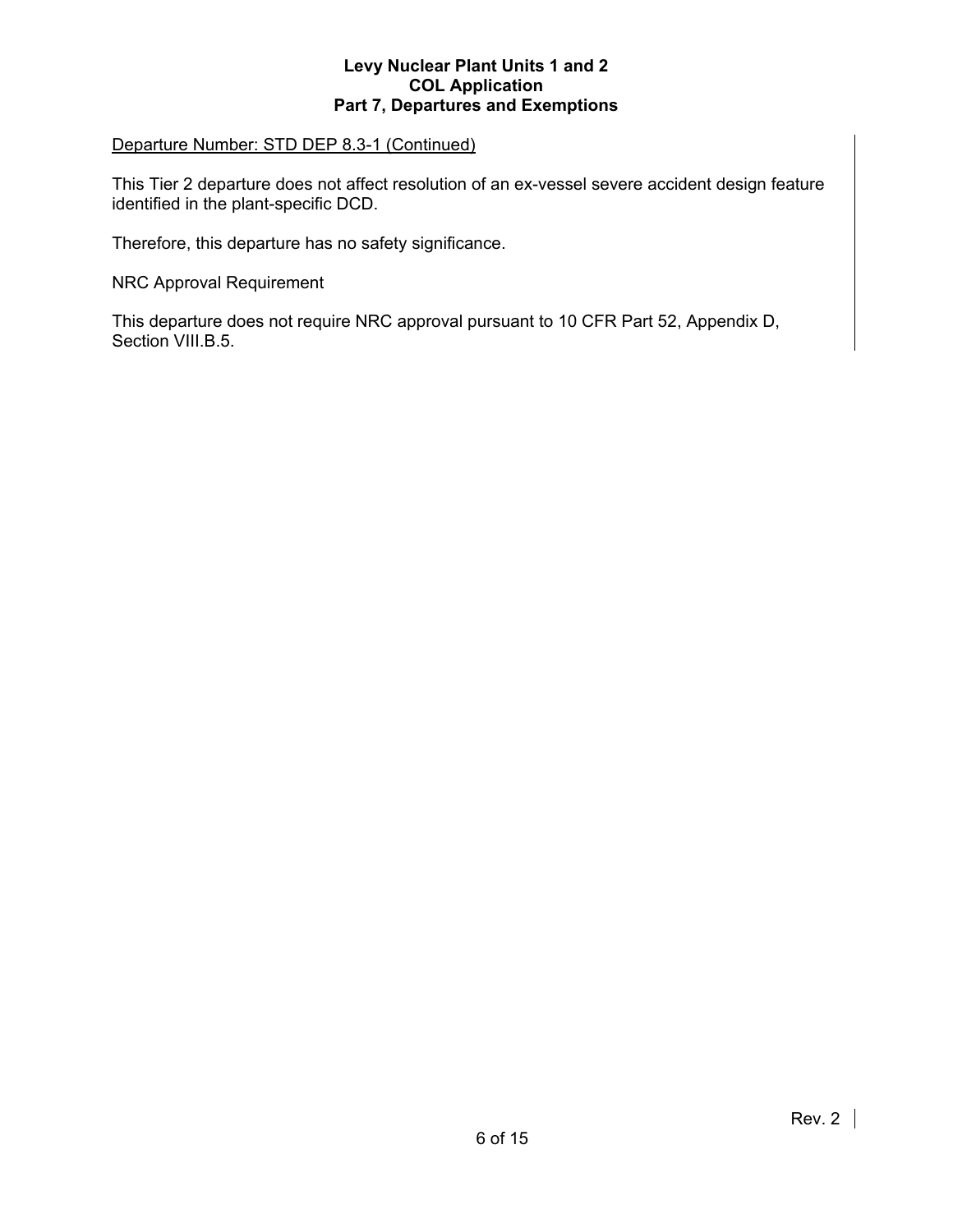Departure Number: STD DEP 8.3-1 (Continued)

This Tier 2 departure does not affect resolution of an ex-vessel severe accident design feature identified in the plant-specific DCD.

Therefore, this departure has no safety significance.

NRC Approval Requirement

This departure does not require NRC approval pursuant to 10 CFR Part 52, Appendix D, Section VIII.B.5.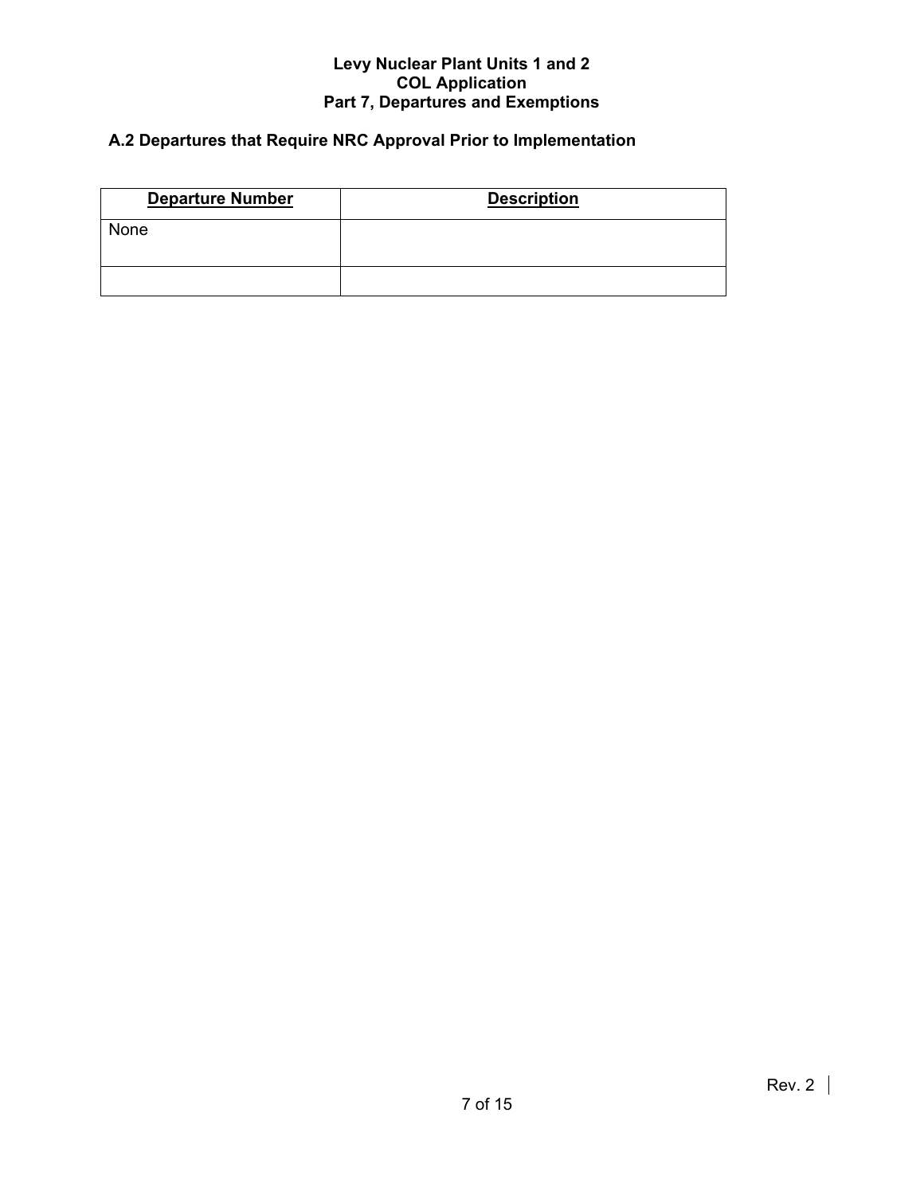## A.2 Departures that Require NRC Approval Prior to Implementation

| Departure Number | Description |
| --- | --- |
| None | |
| | |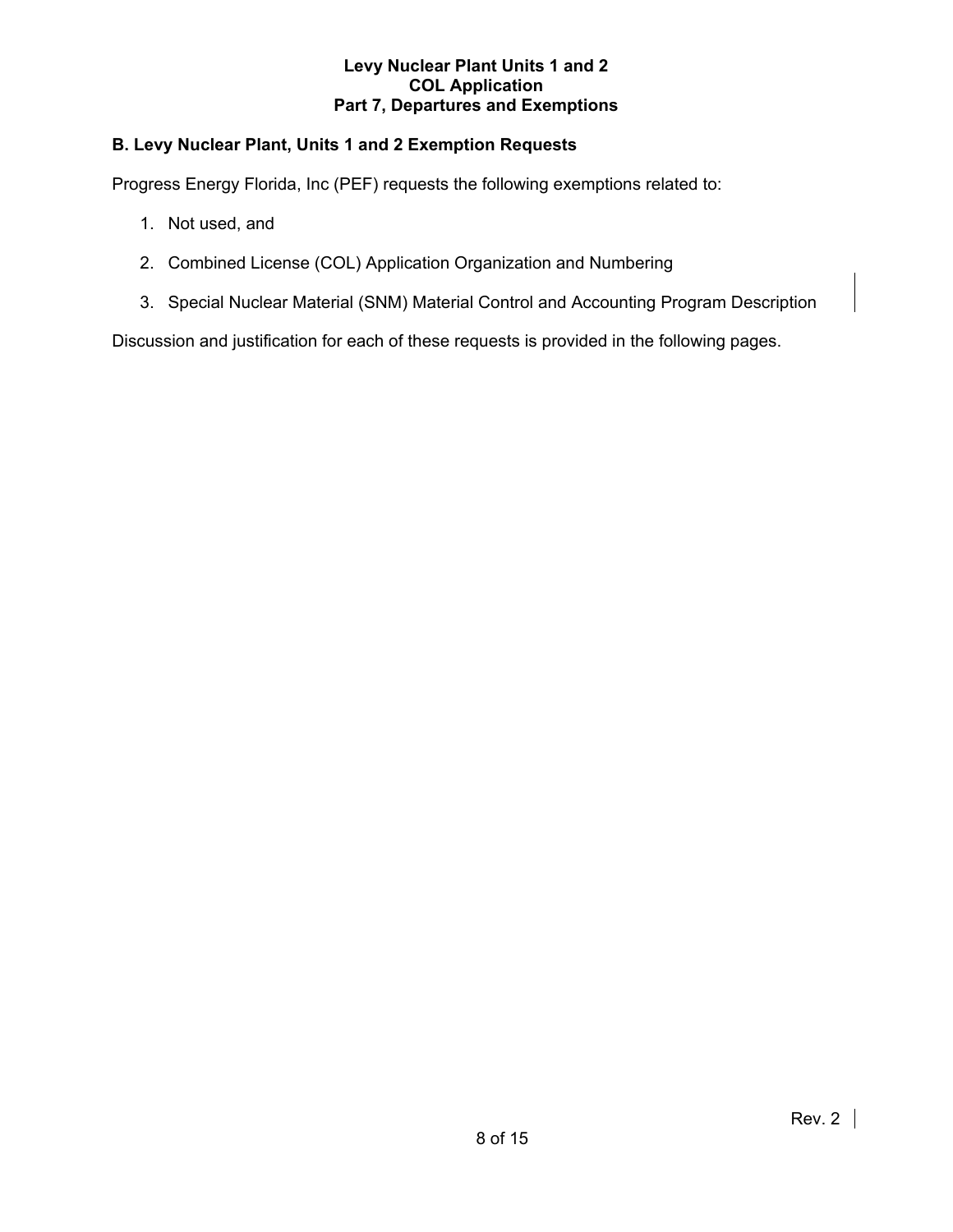## B. Levy Nuclear Plant, Units 1 and 2 Exemption Requests

Progress Energy Florida, Inc (PEF) requests the following exemptions related to:

1. Not used, and
2. Combined License (COL) Application Organization and Numbering
3. Special Nuclear Material (SNM) Material Control and Accounting Program Description

Discussion and justification for each of these requests is provided in the following pages.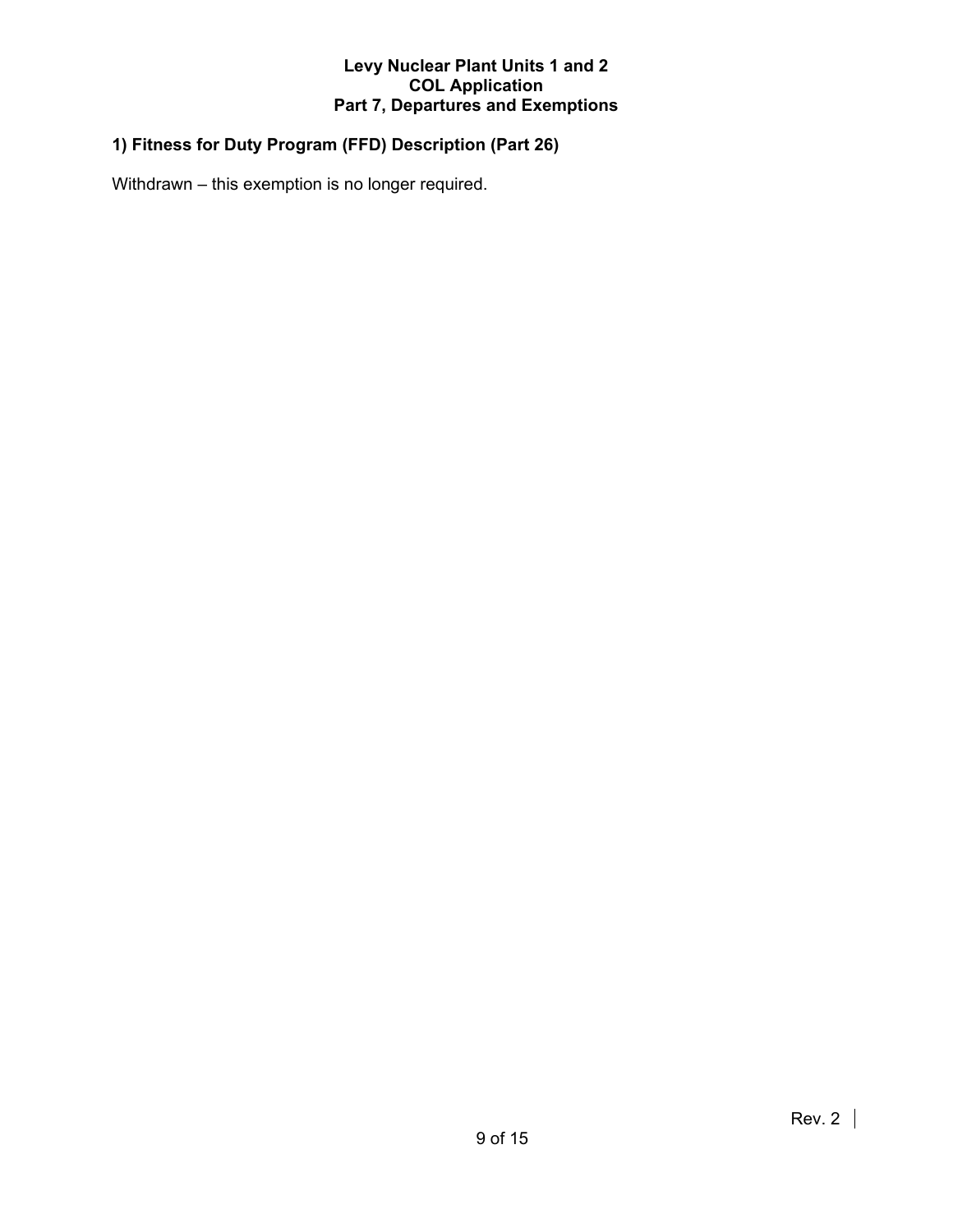## 1) Fitness for Duty Program (FFD) Description (Part 26)

Withdrawn – this exemption is no longer required.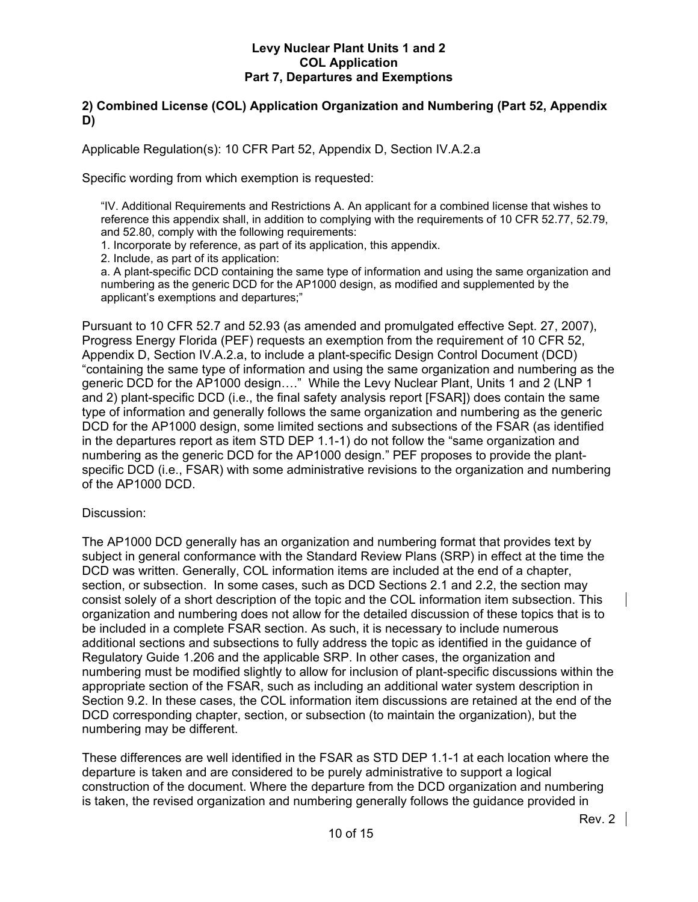## 2) Combined License (COL) Application Organization and Numbering (Part 52, Appendix D)

Applicable Regulation(s): 10 CFR Part 52, Appendix D, Section IV.A.2.a

Specific wording from which exemption is requested:

> "IV. Additional Requirements and Restrictions A. An applicant for a combined license that wishes to reference this appendix shall, in addition to complying with the requirements of 10 CFR 52.77, 52.79, and 52.80, comply with the following requirements:
>
> 1. Incorporate by reference, as part of its application, this appendix.
> 2. Include, as part of its application:
>
> a. A plant-specific DCD containing the same type of information and using the same organization and numbering as the generic DCD for the AP1000 design, as modified and supplemented by the applicant's exemptions and departures;"

Pursuant to 10 CFR 52.7 and 52.93 (as amended and promulgated effective Sept. 27, 2007), Progress Energy Florida (PEF) requests an exemption from the requirement of 10 CFR 52, Appendix D, Section IV.A.2.a, to include a plant-specific Design Control Document (DCD) "containing the same type of information and using the same organization and numbering as the generic DCD for the AP1000 design…." While the Levy Nuclear Plant, Units 1 and 2 (LNP 1 and 2) plant-specific DCD (i.e., the final safety analysis report [FSAR]) does contain the same type of information and generally follows the same organization and numbering as the generic DCD for the AP1000 design, some limited sections and subsections of the FSAR (as identified in the departures report as item STD DEP 1.1-1) do not follow the "same organization and numbering as the generic DCD for the AP1000 design." PEF proposes to provide the plant-specific DCD (i.e., FSAR) with some administrative revisions to the organization and numbering of the AP1000 DCD.

Discussion:

The AP1000 DCD generally has an organization and numbering format that provides text by subject in general conformance with the Standard Review Plans (SRP) in effect at the time the DCD was written. Generally, COL information items are included at the end of a chapter, section, or subsection. In some cases, such as DCD Sections 2.1 and 2.2, the section may consist solely of a short description of the topic and the COL information item subsection. This organization and numbering does not allow for the detailed discussion of these topics that is to be included in a complete FSAR section. As such, it is necessary to include numerous additional sections and subsections to fully address the topic as identified in the guidance of Regulatory Guide 1.206 and the applicable SRP. In other cases, the organization and numbering must be modified slightly to allow for inclusion of plant-specific discussions within the appropriate section of the FSAR, such as including an additional water system description in Section 9.2. In these cases, the COL information item discussions are retained at the end of the DCD corresponding chapter, section, or subsection (to maintain the organization), but the numbering may be different.

These differences are well identified in the FSAR as STD DEP 1.1-1 at each location where the departure is taken and are considered to be purely administrative to support a logical construction of the document. Where the departure from the DCD organization and numbering is taken, the revised organization and numbering generally follows the guidance provided in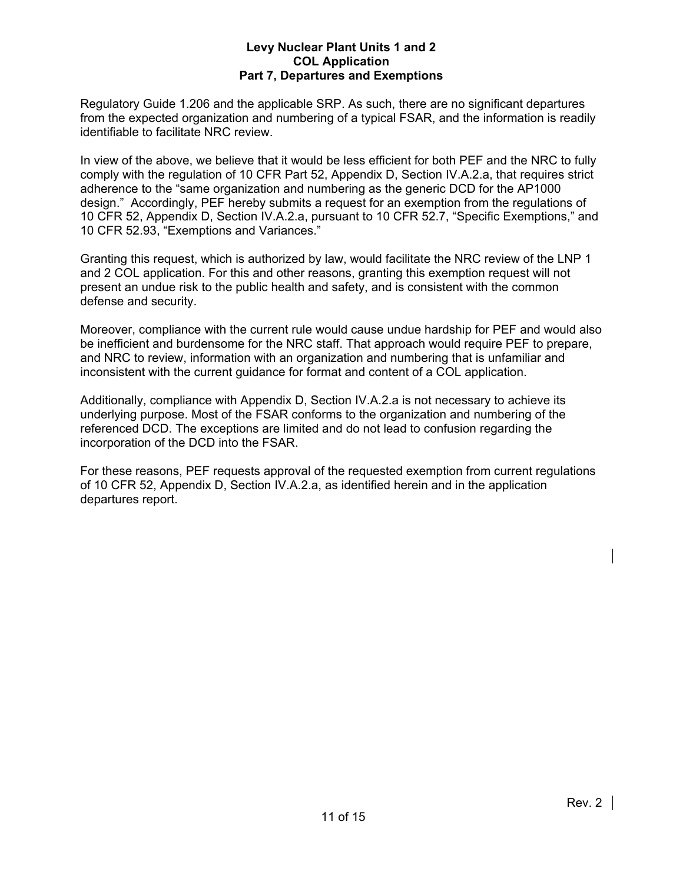Regulatory Guide 1.206 and the applicable SRP. As such, there are no significant departures from the expected organization and numbering of a typical FSAR, and the information is readily identifiable to facilitate NRC review.

In view of the above, we believe that it would be less efficient for both PEF and the NRC to fully comply with the regulation of 10 CFR Part 52, Appendix D, Section IV.A.2.a, that requires strict adherence to the "same organization and numbering as the generic DCD for the AP1000 design." Accordingly, PEF hereby submits a request for an exemption from the regulations of 10 CFR 52, Appendix D, Section IV.A.2.a, pursuant to 10 CFR 52.7, "Specific Exemptions," and 10 CFR 52.93, "Exemptions and Variances."

Granting this request, which is authorized by law, would facilitate the NRC review of the LNP 1 and 2 COL application. For this and other reasons, granting this exemption request will not present an undue risk to the public health and safety, and is consistent with the common defense and security.

Moreover, compliance with the current rule would cause undue hardship for PEF and would also be inefficient and burdensome for the NRC staff. That approach would require PEF to prepare, and NRC to review, information with an organization and numbering that is unfamiliar and inconsistent with the current guidance for format and content of a COL application.

Additionally, compliance with Appendix D, Section IV.A.2.a is not necessary to achieve its underlying purpose. Most of the FSAR conforms to the organization and numbering of the referenced DCD. The exceptions are limited and do not lead to confusion regarding the incorporation of the DCD into the FSAR.

For these reasons, PEF requests approval of the requested exemption from current regulations of 10 CFR 52, Appendix D, Section IV.A.2.a, as identified herein and in the application departures report.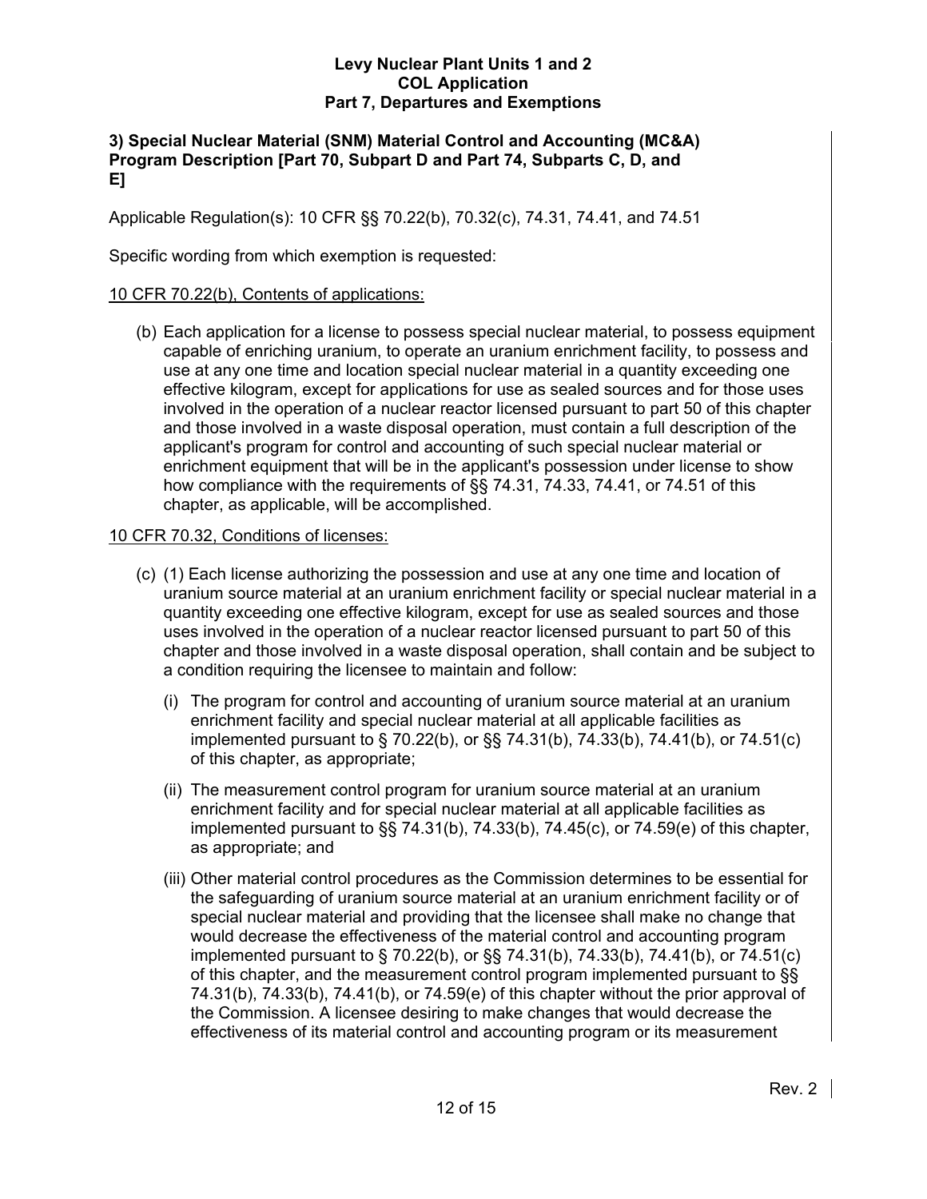**3) Special Nuclear Material (SNM) Material Control and Accounting (MC&A) Program Description [Part 70, Subpart D and Part 74, Subparts C, D, and E]**

Applicable Regulation(s): 10 CFR §§ 70.22(b), 70.32(c), 74.31, 74.41, and 74.51

Specific wording from which exemption is requested:

<u>10 CFR 70.22(b), Contents of applications:</u>

(b) Each application for a license to possess special nuclear material, to possess equipment capable of enriching uranium, to operate an uranium enrichment facility, to possess and use at any one time and location special nuclear material in a quantity exceeding one effective kilogram, except for applications for use as sealed sources and for those uses involved in the operation of a nuclear reactor licensed pursuant to part 50 of this chapter and those involved in a waste disposal operation, must contain a full description of the applicant's program for control and accounting of such special nuclear material or enrichment equipment that will be in the applicant's possession under license to show how compliance with the requirements of §§ 74.31, 74.33, 74.41, or 74.51 of this chapter, as applicable, will be accomplished.

<u>10 CFR 70.32, Conditions of licenses:</u>

(c) (1) Each license authorizing the possession and use at any one time and location of uranium source material at an uranium enrichment facility or special nuclear material in a quantity exceeding one effective kilogram, except for use as sealed sources and those uses involved in the operation of a nuclear reactor licensed pursuant to part 50 of this chapter and those involved in a waste disposal operation, shall contain and be subject to a condition requiring the licensee to maintain and follow:

(i) The program for control and accounting of uranium source material at an uranium enrichment facility and special nuclear material at all applicable facilities as implemented pursuant to § 70.22(b), or §§ 74.31(b), 74.33(b), 74.41(b), or 74.51(c) of this chapter, as appropriate;

(ii) The measurement control program for uranium source material at an uranium enrichment facility and for special nuclear material at all applicable facilities as implemented pursuant to §§ 74.31(b), 74.33(b), 74.45(c), or 74.59(e) of this chapter, as appropriate; and

(iii) Other material control procedures as the Commission determines to be essential for the safeguarding of uranium source material at an uranium enrichment facility or of special nuclear material and providing that the licensee shall make no change that would decrease the effectiveness of the material control and accounting program implemented pursuant to § 70.22(b), or §§ 74.31(b), 74.33(b), 74.41(b), or 74.51(c) of this chapter, and the measurement control program implemented pursuant to §§ 74.31(b), 74.33(b), 74.41(b), or 74.59(e) of this chapter without the prior approval of the Commission. A licensee desiring to make changes that would decrease the effectiveness of its material control and accounting program or its measurement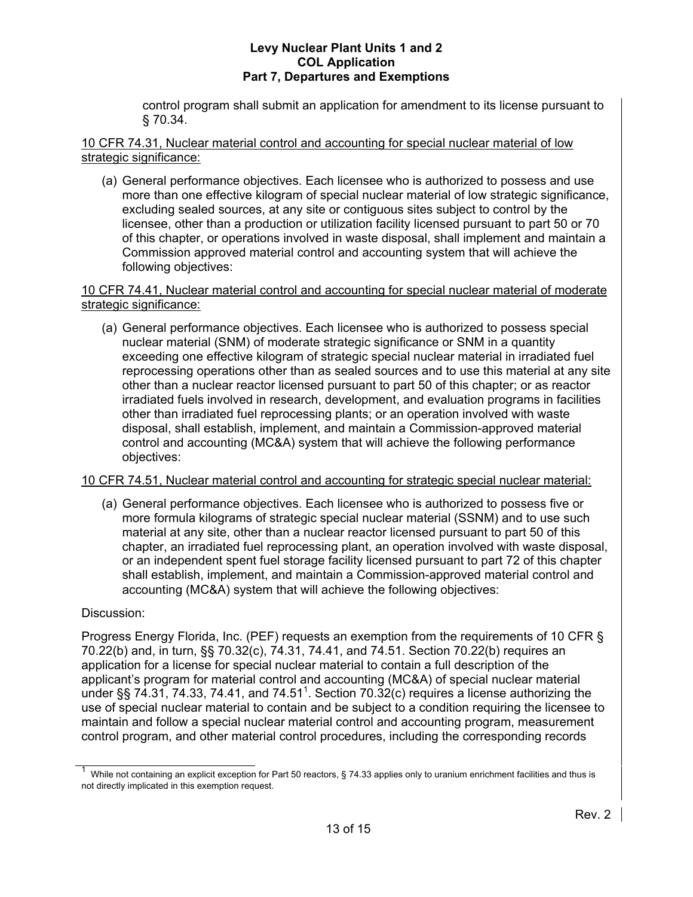control program shall submit an application for amendment to its license pursuant to § 70.34.

<u>10 CFR 74.31, Nuclear material control and accounting for special nuclear material of low strategic significance:</u>

(a) General performance objectives. Each licensee who is authorized to possess and use more than one effective kilogram of special nuclear material of low strategic significance, excluding sealed sources, at any site or contiguous sites subject to control by the licensee, other than a production or utilization facility licensed pursuant to part 50 or 70 of this chapter, or operations involved in waste disposal, shall implement and maintain a Commission approved material control and accounting system that will achieve the following objectives:

<u>10 CFR 74.41, Nuclear material control and accounting for special nuclear material of moderate strategic significance:</u>

(a) General performance objectives. Each licensee who is authorized to possess special nuclear material (SNM) of moderate strategic significance or SNM in a quantity exceeding one effective kilogram of strategic special nuclear material in irradiated fuel reprocessing operations other than as sealed sources and to use this material at any site other than a nuclear reactor licensed pursuant to part 50 of this chapter; or as reactor irradiated fuels involved in research, development, and evaluation programs in facilities other than irradiated fuel reprocessing plants; or an operation involved with waste disposal, shall establish, implement, and maintain a Commission-approved material control and accounting (MC&A) system that will achieve the following performance objectives:

<u>10 CFR 74.51, Nuclear material control and accounting for strategic special nuclear material:</u>

(a) General performance objectives. Each licensee who is authorized to possess five or more formula kilograms of strategic special nuclear material (SSNM) and to use such material at any site, other than a nuclear reactor licensed pursuant to part 50 of this chapter, an irradiated fuel reprocessing plant, an operation involved with waste disposal, or an independent spent fuel storage facility licensed pursuant to part 72 of this chapter shall establish, implement, and maintain a Commission-approved material control and accounting (MC&A) system that will achieve the following objectives:

Discussion:

Progress Energy Florida, Inc. (PEF) requests an exemption from the requirements of 10 CFR § 70.22(b) and, in turn, §§ 70.32(c), 74.31, 74.41, and 74.51. Section 70.22(b) requires an application for a license for special nuclear material to contain a full description of the applicant's program for material control and accounting (MC&A) of special nuclear material under §§ 74.31, 74.33, 74.41, and 74.51[1]. Section 70.32(c) requires a license authorizing the use of special nuclear material to contain and be subject to a condition requiring the licensee to maintain and follow a special nuclear material control and accounting program, measurement control program, and other material control procedures, including the corresponding records

[1] While not containing an explicit exception for Part 50 reactors, § 74.33 applies only to uranium enrichment facilities and thus is not directly implicated in this exemption request.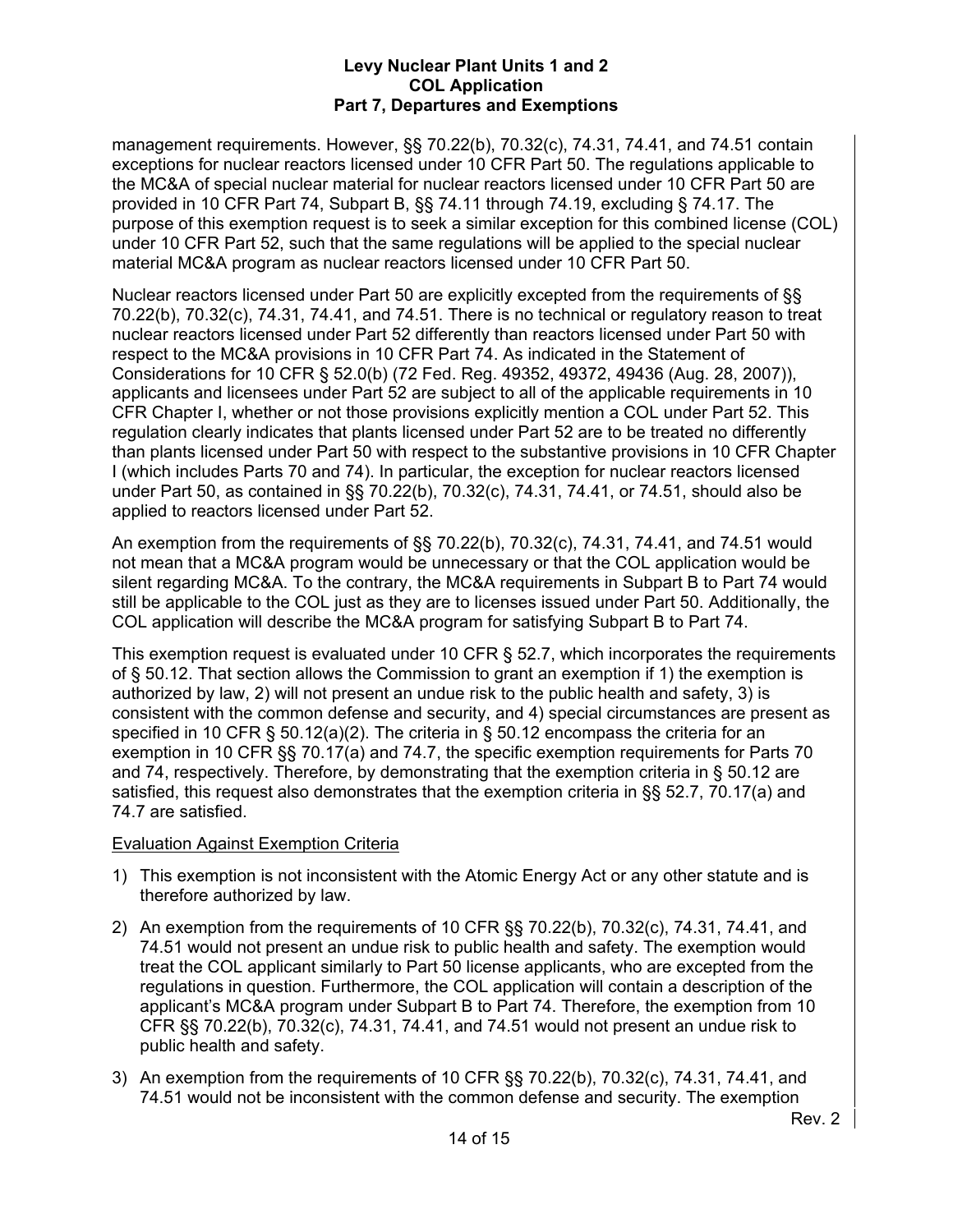management requirements. However, §§ 70.22(b), 70.32(c), 74.31, 74.41, and 74.51 contain exceptions for nuclear reactors licensed under 10 CFR Part 50. The regulations applicable to the MC&A of special nuclear material for nuclear reactors licensed under 10 CFR Part 50 are provided in 10 CFR Part 74, Subpart B, §§ 74.11 through 74.19, excluding § 74.17. The purpose of this exemption request is to seek a similar exception for this combined license (COL) under 10 CFR Part 52, such that the same regulations will be applied to the special nuclear material MC&A program as nuclear reactors licensed under 10 CFR Part 50.

Nuclear reactors licensed under Part 50 are explicitly excepted from the requirements of §§ 70.22(b), 70.32(c), 74.31, 74.41, and 74.51. There is no technical or regulatory reason to treat nuclear reactors licensed under Part 52 differently than reactors licensed under Part 50 with respect to the MC&A provisions in 10 CFR Part 74. As indicated in the Statement of Considerations for 10 CFR § 52.0(b) (72 Fed. Reg. 49352, 49372, 49436 (Aug. 28, 2007)), applicants and licensees under Part 52 are subject to all of the applicable requirements in 10 CFR Chapter I, whether or not those provisions explicitly mention a COL under Part 52. This regulation clearly indicates that plants licensed under Part 52 are to be treated no differently than plants licensed under Part 50 with respect to the substantive provisions in 10 CFR Chapter I (which includes Parts 70 and 74). In particular, the exception for nuclear reactors licensed under Part 50, as contained in §§ 70.22(b), 70.32(c), 74.31, 74.41, or 74.51, should also be applied to reactors licensed under Part 52.

An exemption from the requirements of §§ 70.22(b), 70.32(c), 74.31, 74.41, and 74.51 would not mean that a MC&A program would be unnecessary or that the COL application would be silent regarding MC&A. To the contrary, the MC&A requirements in Subpart B to Part 74 would still be applicable to the COL just as they are to licenses issued under Part 50. Additionally, the COL application will describe the MC&A program for satisfying Subpart B to Part 74.

This exemption request is evaluated under 10 CFR § 52.7, which incorporates the requirements of § 50.12. That section allows the Commission to grant an exemption if 1) the exemption is authorized by law, 2) will not present an undue risk to the public health and safety, 3) is consistent with the common defense and security, and 4) special circumstances are present as specified in 10 CFR § 50.12(a)(2). The criteria in § 50.12 encompass the criteria for an exemption in 10 CFR §§ 70.17(a) and 74.7, the specific exemption requirements for Parts 70 and 74, respectively. Therefore, by demonstrating that the exemption criteria in § 50.12 are satisfied, this request also demonstrates that the exemption criteria in §§ 52.7, 70.17(a) and 74.7 are satisfied.

Evaluation Against Exemption Criteria

1) This exemption is not inconsistent with the Atomic Energy Act or any other statute and is therefore authorized by law.
2) An exemption from the requirements of 10 CFR §§ 70.22(b), 70.32(c), 74.31, 74.41, and 74.51 would not present an undue risk to public health and safety. The exemption would treat the COL applicant similarly to Part 50 license applicants, who are excepted from the regulations in question. Furthermore, the COL application will contain a description of the applicant's MC&A program under Subpart B to Part 74. Therefore, the exemption from 10 CFR §§ 70.22(b), 70.32(c), 74.31, 74.41, and 74.51 would not present an undue risk to public health and safety.
3) An exemption from the requirements of 10 CFR §§ 70.22(b), 70.32(c), 74.31, 74.41, and 74.51 would not be inconsistent with the common defense and security. The exemption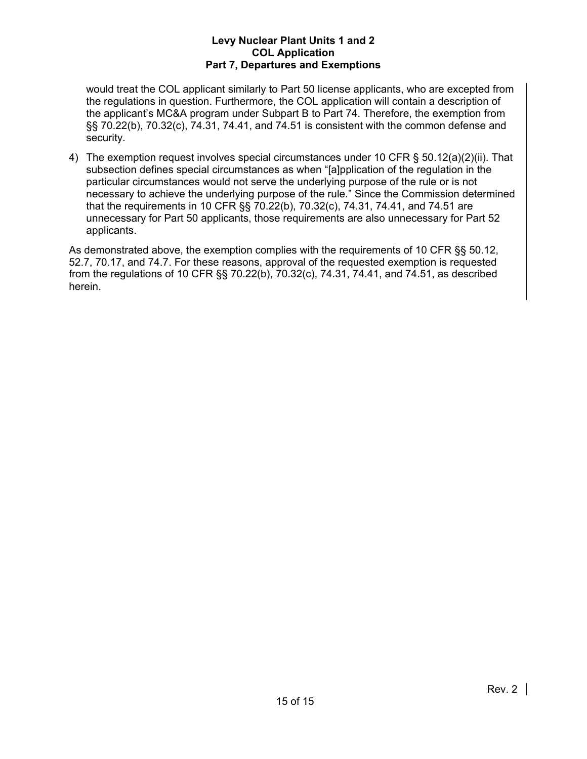would treat the COL applicant similarly to Part 50 license applicants, who are excepted from the regulations in question. Furthermore, the COL application will contain a description of the applicant's MC&A program under Subpart B to Part 74. Therefore, the exemption from §§ 70.22(b), 70.32(c), 74.31, 74.41, and 74.51 is consistent with the common defense and security.

4) The exemption request involves special circumstances under 10 CFR § 50.12(a)(2)(ii). That subsection defines special circumstances as when "[a]pplication of the regulation in the particular circumstances would not serve the underlying purpose of the rule or is not necessary to achieve the underlying purpose of the rule." Since the Commission determined that the requirements in 10 CFR §§ 70.22(b), 70.32(c), 74.31, 74.41, and 74.51 are unnecessary for Part 50 applicants, those requirements are also unnecessary for Part 52 applicants.

As demonstrated above, the exemption complies with the requirements of 10 CFR §§ 50.12, 52.7, 70.17, and 74.7. For these reasons, approval of the requested exemption is requested from the regulations of 10 CFR §§ 70.22(b), 70.32(c), 74.31, 74.41, and 74.51, as described herein.